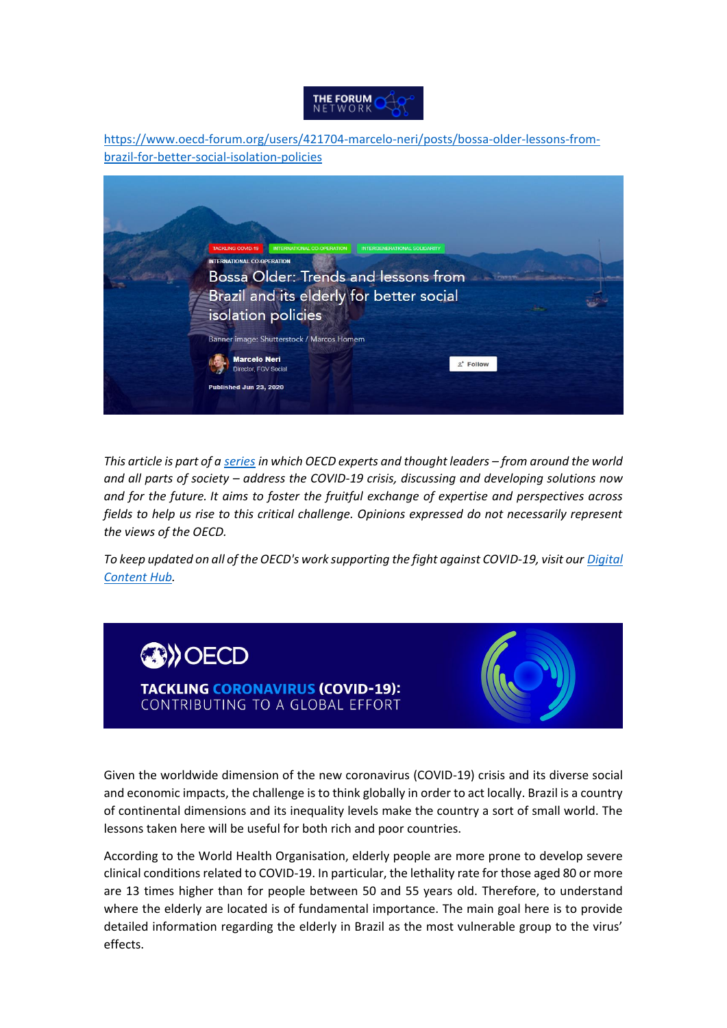THE FORUM NETWORK

https://www.oecd-forum.org/users/421704-marcelo-neri/posts/bossa-older-lessons-from-brazil-for-better-social-isolation-policies

TACKLING COVID-19 | INTERNATIONAL CO-OPERATION | INTERGENERATIONAL SOLIDARITY

INTERNATIONAL CO-OPERATION

# Bossa Older: Trends and lessons from Brazil and its elderly for better social isolation policies

Banner image: Shutterstock / Marcos Homem

**Marcelo Neri**
Director, FGV Social

Published Jun 23, 2020

*This article is part of a series in which OECD experts and thought leaders – from around the world and all parts of society – address the COVID-19 crisis, discussing and developing solutions now and for the future. It aims to foster the fruitful exchange of expertise and perspectives across fields to help us rise to this critical challenge. Opinions expressed do not necessarily represent the views of the OECD.*

*To keep updated on all of the OECD's work supporting the fight against COVID-19, visit our Digital Content Hub.*

OECD
**TACKLING CORONAVIRUS (COVID-19):**
CONTRIBUTING TO A GLOBAL EFFORT

Given the worldwide dimension of the new coronavirus (COVID-19) crisis and its diverse social and economic impacts, the challenge is to think globally in order to act locally. Brazil is a country of continental dimensions and its inequality levels make the country a sort of small world. The lessons taken here will be useful for both rich and poor countries.

According to the World Health Organisation, elderly people are more prone to develop severe clinical conditions related to COVID-19. In particular, the lethality rate for those aged 80 or more are 13 times higher than for people between 50 and 55 years old. Therefore, to understand where the elderly are located is of fundamental importance. The main goal here is to provide detailed information regarding the elderly in Brazil as the most vulnerable group to the virus' effects.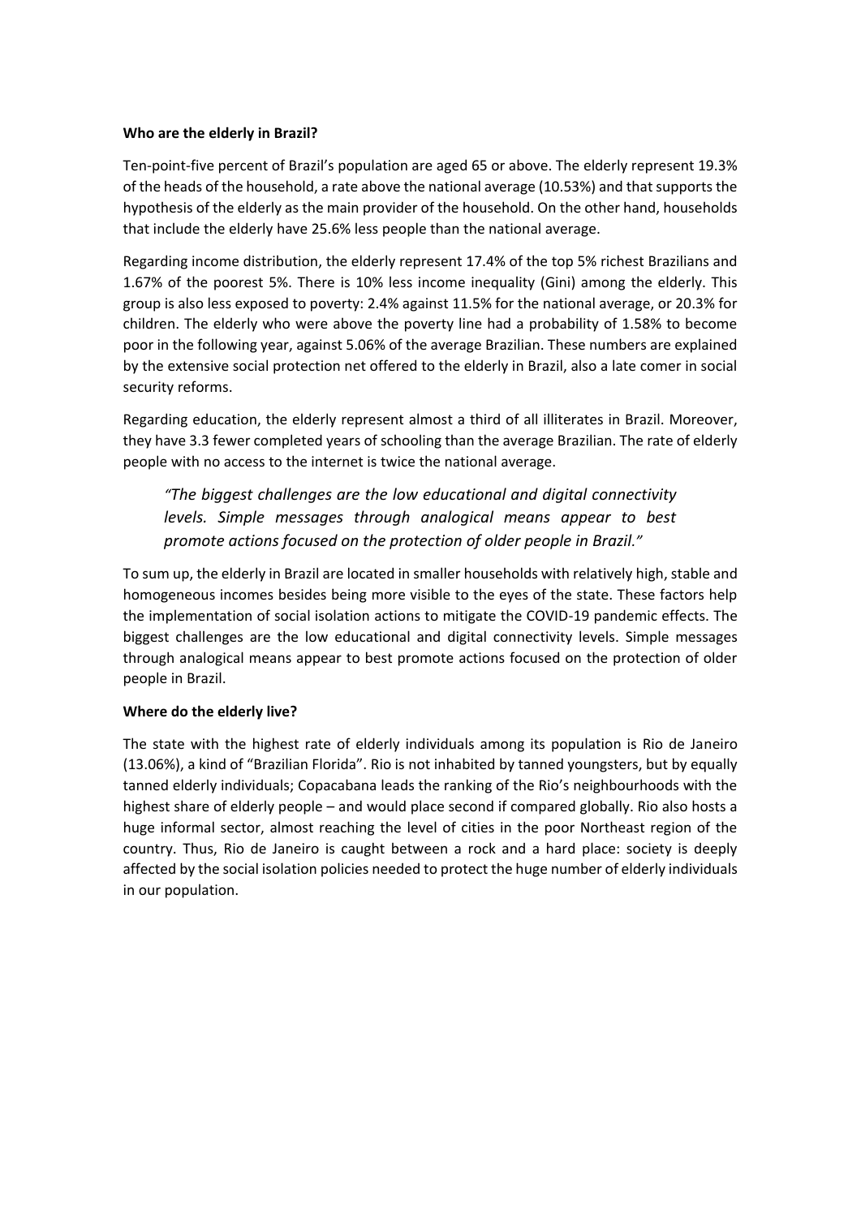**Who are the elderly in Brazil?**

Ten-point-five percent of Brazil's population are aged 65 or above. The elderly represent 19.3% of the heads of the household, a rate above the national average (10.53%) and that supports the hypothesis of the elderly as the main provider of the household. On the other hand, households that include the elderly have 25.6% less people than the national average.

Regarding income distribution, the elderly represent 17.4% of the top 5% richest Brazilians and 1.67% of the poorest 5%. There is 10% less income inequality (Gini) among the elderly. This group is also less exposed to poverty: 2.4% against 11.5% for the national average, or 20.3% for children. The elderly who were above the poverty line had a probability of 1.58% to become poor in the following year, against 5.06% of the average Brazilian. These numbers are explained by the extensive social protection net offered to the elderly in Brazil, also a late comer in social security reforms.

Regarding education, the elderly represent almost a third of all illiterates in Brazil. Moreover, they have 3.3 fewer completed years of schooling than the average Brazilian. The rate of elderly people with no access to the internet is twice the national average.

> *"The biggest challenges are the low educational and digital connectivity levels. Simple messages through analogical means appear to best promote actions focused on the protection of older people in Brazil."*

To sum up, the elderly in Brazil are located in smaller households with relatively high, stable and homogeneous incomes besides being more visible to the eyes of the state. These factors help the implementation of social isolation actions to mitigate the COVID-19 pandemic effects. The biggest challenges are the low educational and digital connectivity levels. Simple messages through analogical means appear to best promote actions focused on the protection of older people in Brazil.

**Where do the elderly live?**

The state with the highest rate of elderly individuals among its population is Rio de Janeiro (13.06%), a kind of "Brazilian Florida". Rio is not inhabited by tanned youngsters, but by equally tanned elderly individuals; Copacabana leads the ranking of the Rio's neighbourhoods with the highest share of elderly people – and would place second if compared globally. Rio also hosts a huge informal sector, almost reaching the level of cities in the poor Northeast region of the country. Thus, Rio de Janeiro is caught between a rock and a hard place: society is deeply affected by the social isolation policies needed to protect the huge number of elderly individuals in our population.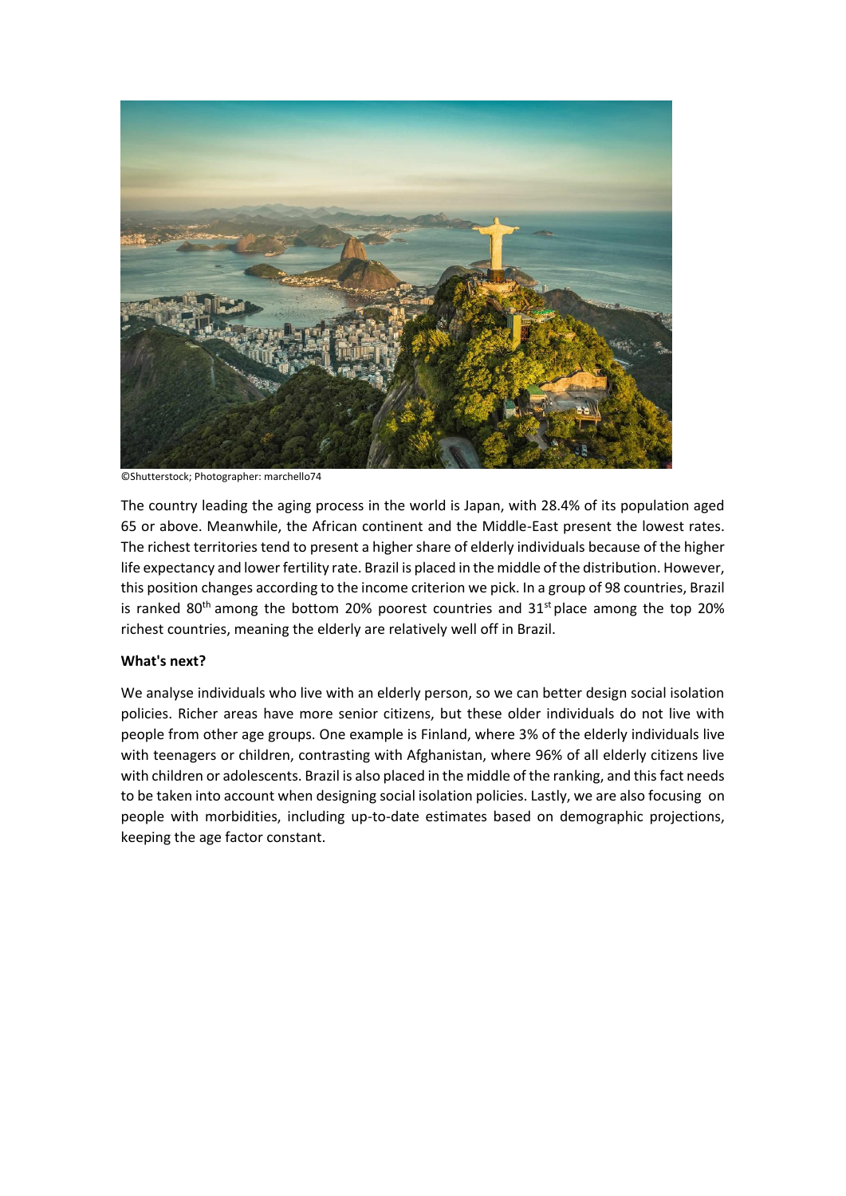©Shutterstock; Photographer: marchello74

The country leading the aging process in the world is Japan, with 28.4% of its population aged 65 or above. Meanwhile, the African continent and the Middle-East present the lowest rates. The richest territories tend to present a higher share of elderly individuals because of the higher life expectancy and lower fertility rate. Brazil is placed in the middle of the distribution. However, this position changes according to the income criterion we pick. In a group of 98 countries, Brazil is ranked 80th among the bottom 20% poorest countries and 31st place among the top 20% richest countries, meaning the elderly are relatively well off in Brazil.

**What's next?**

We analyse individuals who live with an elderly person, so we can better design social isolation policies. Richer areas have more senior citizens, but these older individuals do not live with people from other age groups. One example is Finland, where 3% of the elderly individuals live with teenagers or children, contrasting with Afghanistan, where 96% of all elderly citizens live with children or adolescents. Brazil is also placed in the middle of the ranking, and this fact needs to be taken into account when designing social isolation policies. Lastly, we are also focusing on people with morbidities, including up-to-date estimates based on demographic projections, keeping the age factor constant.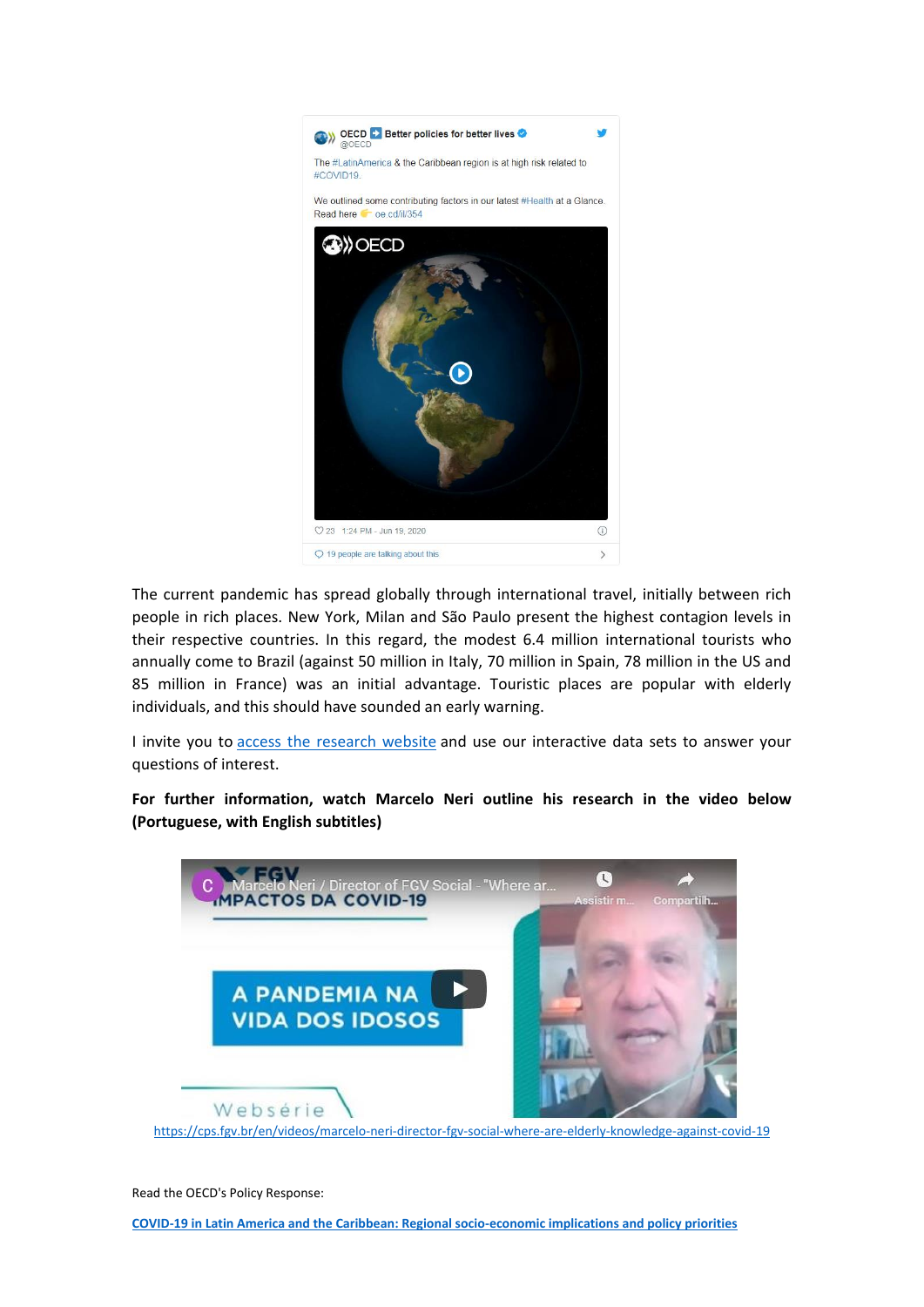The current pandemic has spread globally through international travel, initially between rich people in rich places. New York, Milan and São Paulo present the highest contagion levels in their respective countries. In this regard, the modest 6.4 million international tourists who annually come to Brazil (against 50 million in Italy, 70 million in Spain, 78 million in the US and 85 million in France) was an initial advantage. Touristic places are popular with elderly individuals, and this should have sounded an early warning.

I invite you to access the research website and use our interactive data sets to answer your questions of interest.

**For further information, watch Marcelo Neri outline his research in the video below (Portuguese, with English subtitles)**

https://cps.fgv.br/en/videos/marcelo-neri-director-fgv-social-where-are-elderly-knowledge-against-covid-19

Read the OECD's Policy Response:

**COVID-19 in Latin America and the Caribbean: Regional socio-economic implications and policy priorities**